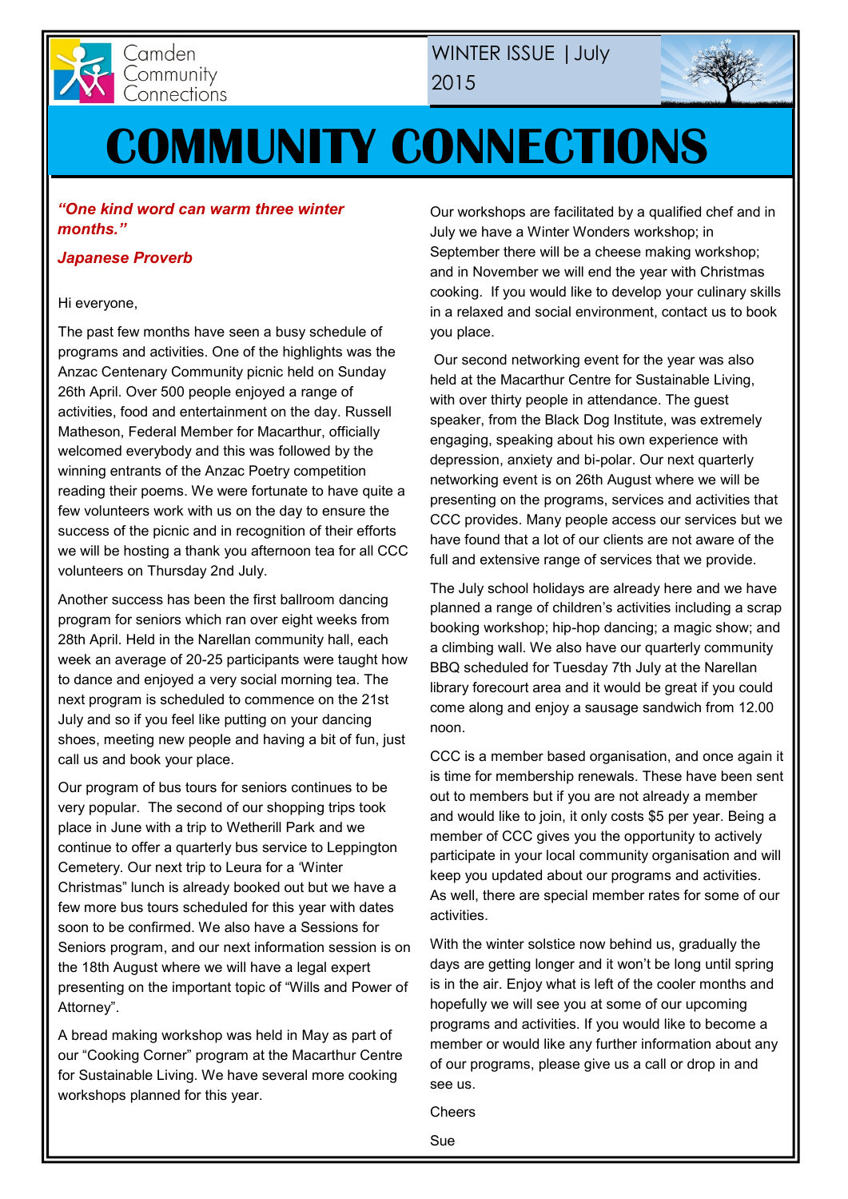Camden Community Connections

WINTER ISSUE | July 2015

# COMMUNITY CONNECTIONS

***"One kind word can warm three winter months."***

***Japanese Proverb***

Hi everyone,

The past few months have seen a busy schedule of programs and activities. One of the highlights was the Anzac Centenary Community picnic held on Sunday 26th April. Over 500 people enjoyed a range of activities, food and entertainment on the day. Russell Matheson, Federal Member for Macarthur, officially welcomed everybody and this was followed by the winning entrants of the Anzac Poetry competition reading their poems. We were fortunate to have quite a few volunteers work with us on the day to ensure the success of the picnic and in recognition of their efforts we will be hosting a thank you afternoon tea for all CCC volunteers on Thursday 2nd July.

Another success has been the first ballroom dancing program for seniors which ran over eight weeks from 28th April. Held in the Narellan community hall, each week an average of 20-25 participants were taught how to dance and enjoyed a very social morning tea. The next program is scheduled to commence on the 21st July and so if you feel like putting on your dancing shoes, meeting new people and having a bit of fun, just call us and book your place.

Our program of bus tours for seniors continues to be very popular. The second of our shopping trips took place in June with a trip to Wetherill Park and we continue to offer a quarterly bus service to Leppington Cemetery. Our next trip to Leura for a 'Winter Christmas" lunch is already booked out but we have a few more bus tours scheduled for this year with dates soon to be confirmed. We also have a Sessions for Seniors program, and our next information session is on the 18th August where we will have a legal expert presenting on the important topic of "Wills and Power of Attorney".

A bread making workshop was held in May as part of our "Cooking Corner" program at the Macarthur Centre for Sustainable Living. We have several more cooking workshops planned for this year.

Our workshops are facilitated by a qualified chef and in July we have a Winter Wonders workshop; in September there will be a cheese making workshop; and in November we will end the year with Christmas cooking. If you would like to develop your culinary skills in a relaxed and social environment, contact us to book you place.

Our second networking event for the year was also held at the Macarthur Centre for Sustainable Living, with over thirty people in attendance. The guest speaker, from the Black Dog Institute, was extremely engaging, speaking about his own experience with depression, anxiety and bi-polar. Our next quarterly networking event is on 26th August where we will be presenting on the programs, services and activities that CCC provides. Many people access our services but we have found that a lot of our clients are not aware of the full and extensive range of services that we provide.

The July school holidays are already here and we have planned a range of children's activities including a scrap booking workshop; hip-hop dancing; a magic show; and a climbing wall. We also have our quarterly community BBQ scheduled for Tuesday 7th July at the Narellan library forecourt area and it would be great if you could come along and enjoy a sausage sandwich from 12.00 noon.

CCC is a member based organisation, and once again it is time for membership renewals. These have been sent out to members but if you are not already a member and would like to join, it only costs $5 per year. Being a member of CCC gives you the opportunity to actively participate in your local community organisation and will keep you updated about our programs and activities. As well, there are special member rates for some of our activities.

With the winter solstice now behind us, gradually the days are getting longer and it won't be long until spring is in the air. Enjoy what is left of the cooler months and hopefully we will see you at some of our upcoming programs and activities. If you would like to become a member or would like any further information about any of our programs, please give us a call or drop in and see us.

Cheers

Sue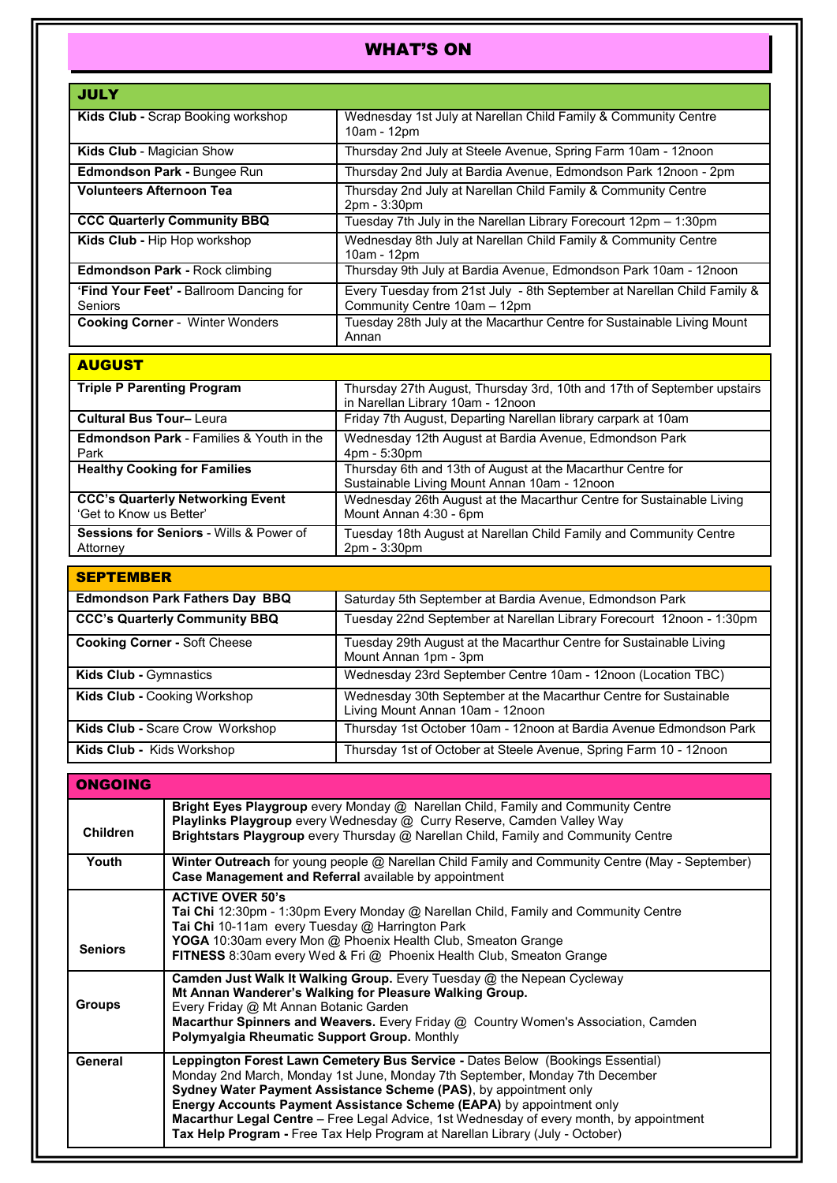# WHAT'S ON

| JULY | |
|---|---|
| **Kids Club -** Scrap Booking workshop | Wednesday 1st July at Narellan Child Family & Community Centre 10am - 12pm |
| **Kids Club** - Magician Show | Thursday 2nd July at Steele Avenue, Spring Farm 10am - 12noon |
| **Edmondson Park -** Bungee Run | Thursday 2nd July at Bardia Avenue, Edmondson Park 12noon - 2pm |
| **Volunteers Afternoon Tea** | Thursday 2nd July at Narellan Child Family & Community Centre 2pm - 3:30pm |
| **CCC Quarterly Community BBQ** | Tuesday 7th July in the Narellan Library Forecourt 12pm – 1:30pm |
| **Kids Club -** Hip Hop workshop | Wednesday 8th July at Narellan Child Family & Community Centre 10am - 12pm |
| **Edmondson Park -** Rock climbing | Thursday 9th July at Bardia Avenue, Edmondson Park 10am - 12noon |
| **'Find Your Feet' -** Ballroom Dancing for Seniors | Every Tuesday from 21st July - 8th September at Narellan Child Family & Community Centre 10am – 12pm |
| **Cooking Corner** - Winter Wonders | Tuesday 28th July at the Macarthur Centre for Sustainable Living Mount Annan |

| AUGUST | |
|---|---|
| **Triple P Parenting Program** | Thursday 27th August, Thursday 3rd, 10th and 17th of September upstairs in Narellan Library 10am - 12noon |
| **Cultural Bus Tour–** Leura | Friday 7th August, Departing Narellan library carpark at 10am |
| **Edmondson Park** - Families & Youth in the Park | Wednesday 12th August at Bardia Avenue, Edmondson Park 4pm - 5:30pm |
| **Healthy Cooking for Families** | Thursday 6th and 13th of August at the Macarthur Centre for Sustainable Living Mount Annan 10am - 12noon |
| **CCC's Quarterly Networking Event** 'Get to Know us Better' | Wednesday 26th August at the Macarthur Centre for Sustainable Living Mount Annan 4:30 - 6pm |
| **Sessions for Seniors** - Wills & Power of Attorney | Tuesday 18th August at Narellan Child Family and Community Centre 2pm - 3:30pm |

| SEPTEMBER | |
|---|---|
| **Edmondson Park Fathers Day BBQ** | Saturday 5th September at Bardia Avenue, Edmondson Park |
| **CCC's Quarterly Community BBQ** | Tuesday 22nd September at Narellan Library Forecourt 12noon - 1:30pm |
| **Cooking Corner -** Soft Cheese | Tuesday 29th August at the Macarthur Centre for Sustainable Living Mount Annan 1pm - 3pm |
| **Kids Club -** Gymnastics | Wednesday 23rd September Centre 10am - 12noon (Location TBC) |
| **Kids Club -** Cooking Workshop | Wednesday 30th September at the Macarthur Centre for Sustainable Living Mount Annan 10am - 12noon |
| **Kids Club -** Scare Crow Workshop | Thursday 1st October 10am - 12noon at Bardia Avenue Edmondson Park |
| **Kids Club -** Kids Workshop | Thursday 1st of October at Steele Avenue, Spring Farm 10 - 12noon |

| ONGOING | |
|---|---|
| **Children** | **Bright Eyes Playgroup** every Monday @ Narellan Child, Family and Community Centre<br>**Playlinks Playgroup** every Wednesday @ Curry Reserve, Camden Valley Way<br>**Brightstars Playgroup** every Thursday @ Narellan Child, Family and Community Centre |
| **Youth** | **Winter Outreach** for young people @ Narellan Child Family and Community Centre (May - September)<br>**Case Management and Referral** available by appointment |
| **Seniors** | **ACTIVE OVER 50's**<br>**Tai Chi** 12:30pm - 1:30pm Every Monday @ Narellan Child, Family and Community Centre<br>**Tai Chi** 10-11am every Tuesday @ Harrington Park<br>**YOGA** 10:30am every Mon @ Phoenix Health Club, Smeaton Grange<br>**FITNESS** 8:30am every Wed & Fri @ Phoenix Health Club, Smeaton Grange |
| **Groups** | **Camden Just Walk It Walking Group.** Every Tuesday @ the Nepean Cycleway<br>**Mt Annan Wanderer's Walking for Pleasure Walking Group.**<br>Every Friday @ Mt Annan Botanic Garden<br>**Macarthur Spinners and Weavers.** Every Friday @ Country Women's Association, Camden<br>**Polymyalgia Rheumatic Support Group.** Monthly |
| **General** | **Leppington Forest Lawn Cemetery Bus Service -** Dates Below (Bookings Essential)<br>Monday 2nd March, Monday 1st June, Monday 7th September, Monday 7th December<br>**Sydney Water Payment Assistance Scheme (PAS)**, by appointment only<br>**Energy Accounts Payment Assistance Scheme (EAPA)** by appointment only<br>**Macarthur Legal Centre** – Free Legal Advice, 1st Wednesday of every month, by appointment<br>**Tax Help Program -** Free Tax Help Program at Narellan Library (July - October) |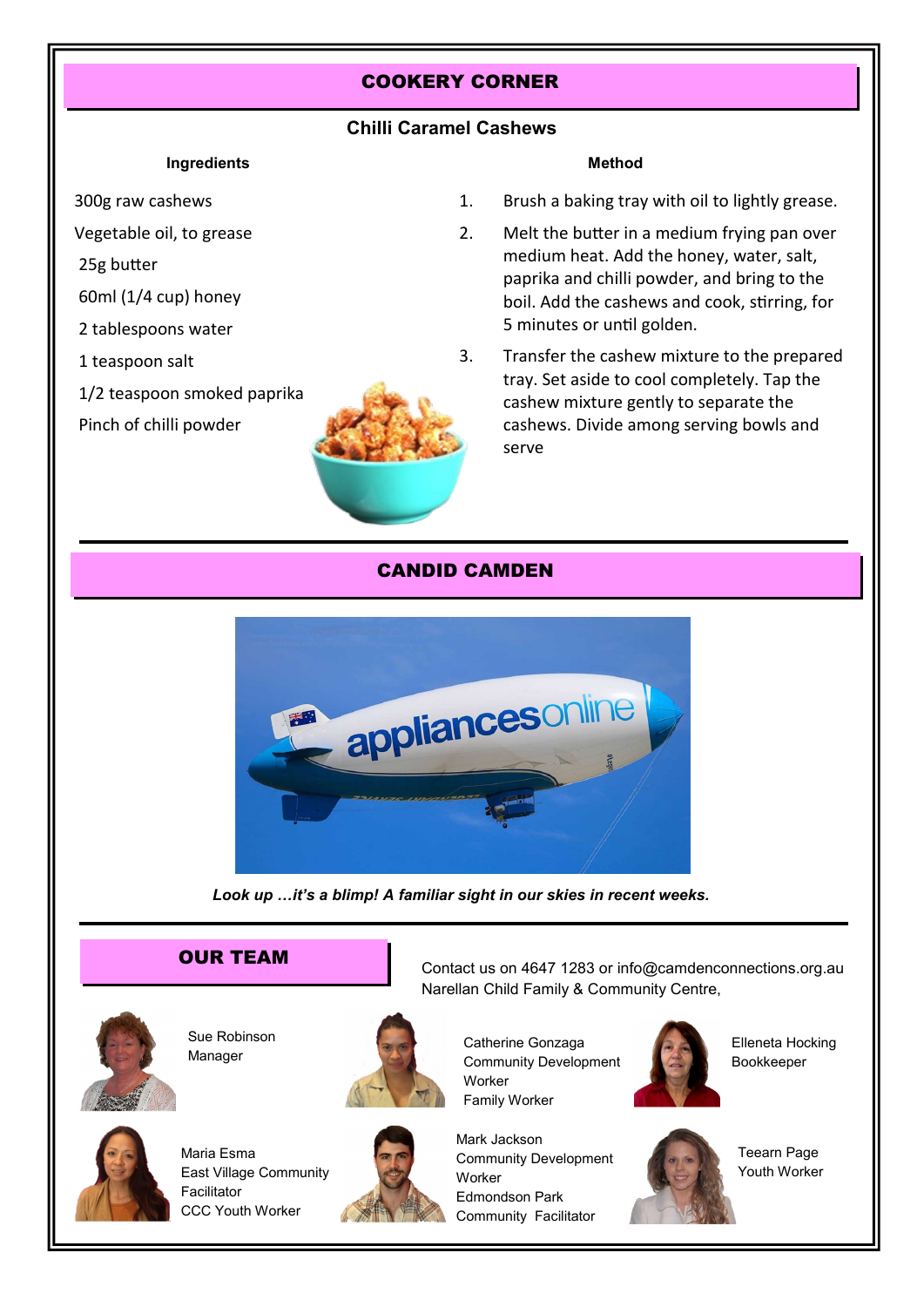## COOKERY CORNER

### Chilli Caramel Cashews

**Ingredients**

300g raw cashews

Vegetable oil, to grease

25g butter

60ml (1/4 cup) honey

2 tablespoons water

1 teaspoon salt

1/2 teaspoon smoked paprika

Pinch of chilli powder

**Method**

1. Brush a baking tray with oil to lightly grease.
2. Melt the butter in a medium frying pan over medium heat. Add the honey, water, salt, paprika and chilli powder, and bring to the boil. Add the cashews and cook, stirring, for 5 minutes or until golden.
3. Transfer the cashew mixture to the prepared tray. Set aside to cool completely. Tap the cashew mixture gently to separate the cashews. Divide among serving bowls and serve

## CANDID CAMDEN

***Look up …it's a blimp! A familiar sight in our skies in recent weeks.***

## OUR TEAM

Contact us on 4647 1283 or info@camdenconnections.org.au
Narellan Child Family & Community Centre,

Sue Robinson
Manager

Catherine Gonzaga
Community Development Worker
Family Worker

Elleneta Hocking
Bookkeeper

Maria Esma
East Village Community Facilitator
CCC Youth Worker

Mark Jackson
Community Development Worker
Edmondson Park Community Facilitator

Teearn Page
Youth Worker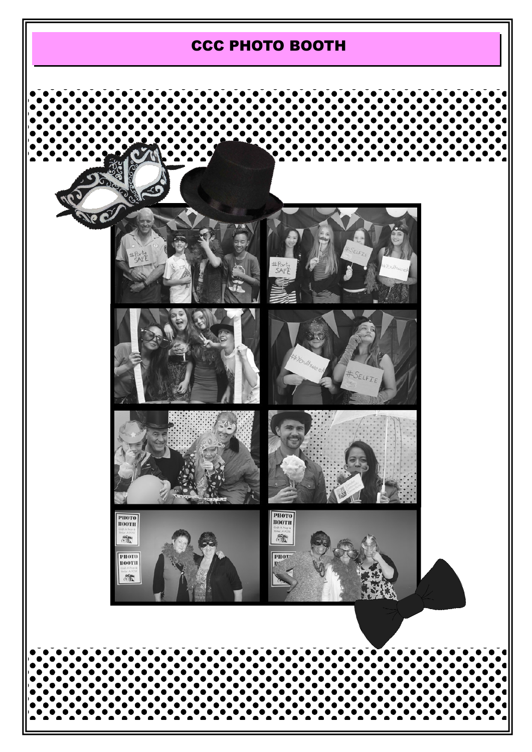# CCC PHOTO BOOTH